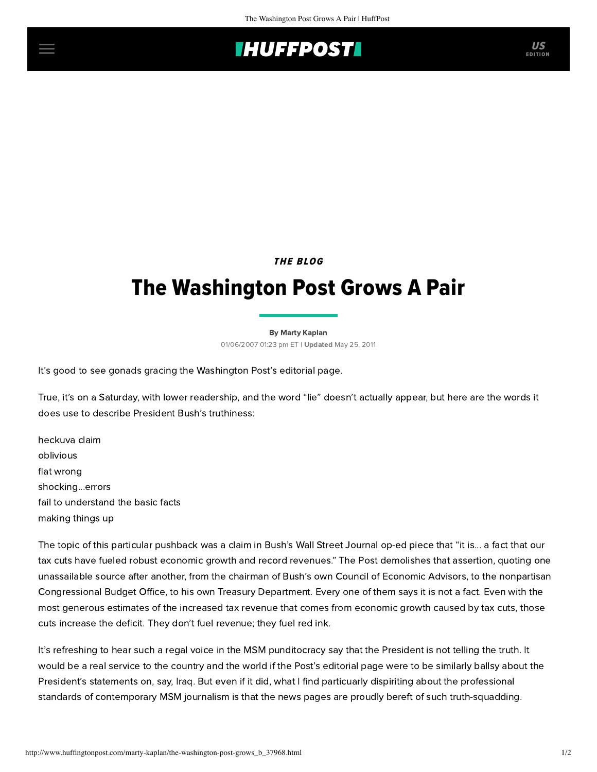*THE BLOG*

# The Washington Post Grows A Pair

By Marty Kaplan

01/06/2007 01:23 pm ET | **Updated** May 25, 2011

It's good to see gonads gracing the Washington Post's editorial page.

True, it's on a Saturday, with lower readership, and the word "lie" doesn't actually appear, but here are the words it does use to describe President Bush's truthiness:

heckuva claim
oblivious
flat wrong
shocking...errors
fail to understand the basic facts
making things up

The topic of this particular pushback was a claim in Bush's Wall Street Journal op-ed piece that "it is... a fact that our tax cuts have fueled robust economic growth and record revenues." The Post demolishes that assertion, quoting one unassailable source after another, from the chairman of Bush's own Council of Economic Advisors, to the nonpartisan Congressional Budget Office, to his own Treasury Department. Every one of them says it is not a fact. Even with the most generous estimates of the increased tax revenue that comes from economic growth caused by tax cuts, those cuts increase the deficit. They don't fuel revenue; they fuel red ink.

It's refreshing to hear such a regal voice in the MSM punditocracy say that the President is not telling the truth. It would be a real service to the country and the world if the Post's editorial page were to be similarly ballsy about the President's statements on, say, Iraq. But even if it did, what I find particuarly dispiriting about the professional standards of contemporary MSM journalism is that the news pages are proudly bereft of such truth-squadding.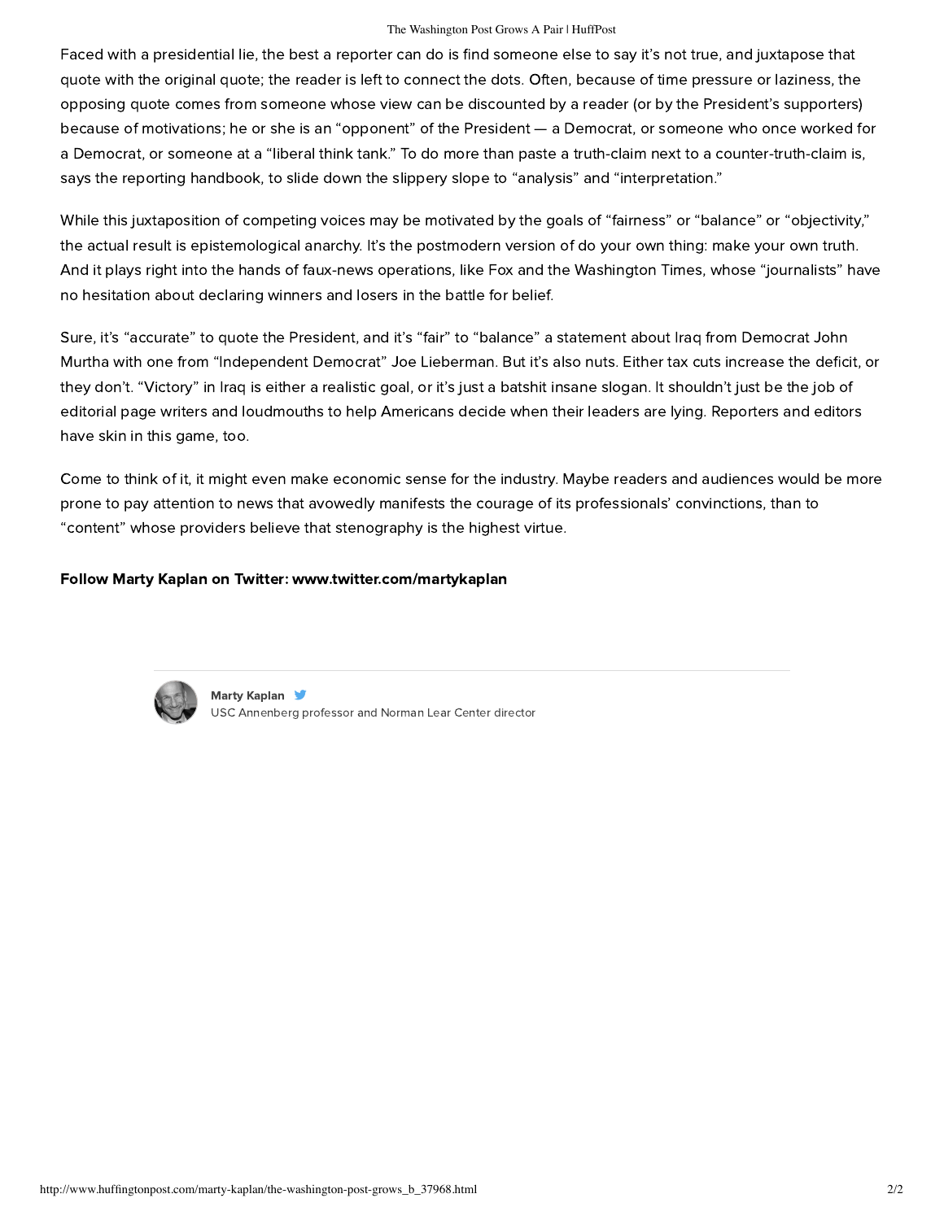Faced with a presidential lie, the best a reporter can do is find someone else to say it's not true, and juxtapose that quote with the original quote; the reader is left to connect the dots. Often, because of time pressure or laziness, the opposing quote comes from someone whose view can be discounted by a reader (or by the President's supporters) because of motivations; he or she is an "opponent" of the President — a Democrat, or someone who once worked for a Democrat, or someone at a "liberal think tank." To do more than paste a truth-claim next to a counter-truth-claim is, says the reporting handbook, to slide down the slippery slope to "analysis" and "interpretation."

While this juxtaposition of competing voices may be motivated by the goals of "fairness" or "balance" or "objectivity," the actual result is epistemological anarchy. It's the postmodern version of do your own thing: make your own truth. And it plays right into the hands of faux-news operations, like Fox and the Washington Times, whose "journalists" have no hesitation about declaring winners and losers in the battle for belief.

Sure, it's "accurate" to quote the President, and it's "fair" to "balance" a statement about Iraq from Democrat John Murtha with one from "Independent Democrat" Joe Lieberman. But it's also nuts. Either tax cuts increase the deficit, or they don't. "Victory" in Iraq is either a realistic goal, or it's just a batshit insane slogan. It shouldn't just be the job of editorial page writers and loudmouths to help Americans decide when their leaders are lying. Reporters and editors have skin in this game, too.

Come to think of it, it might even make economic sense for the industry. Maybe readers and audiences would be more prone to pay attention to news that avowedly manifests the courage of its professionals' convinctions, than to "content" whose providers believe that stenography is the highest virtue.

**Follow Marty Kaplan on Twitter: www.twitter.com/martykaplan**

**Marty Kaplan**
USC Annenberg professor and Norman Lear Center director